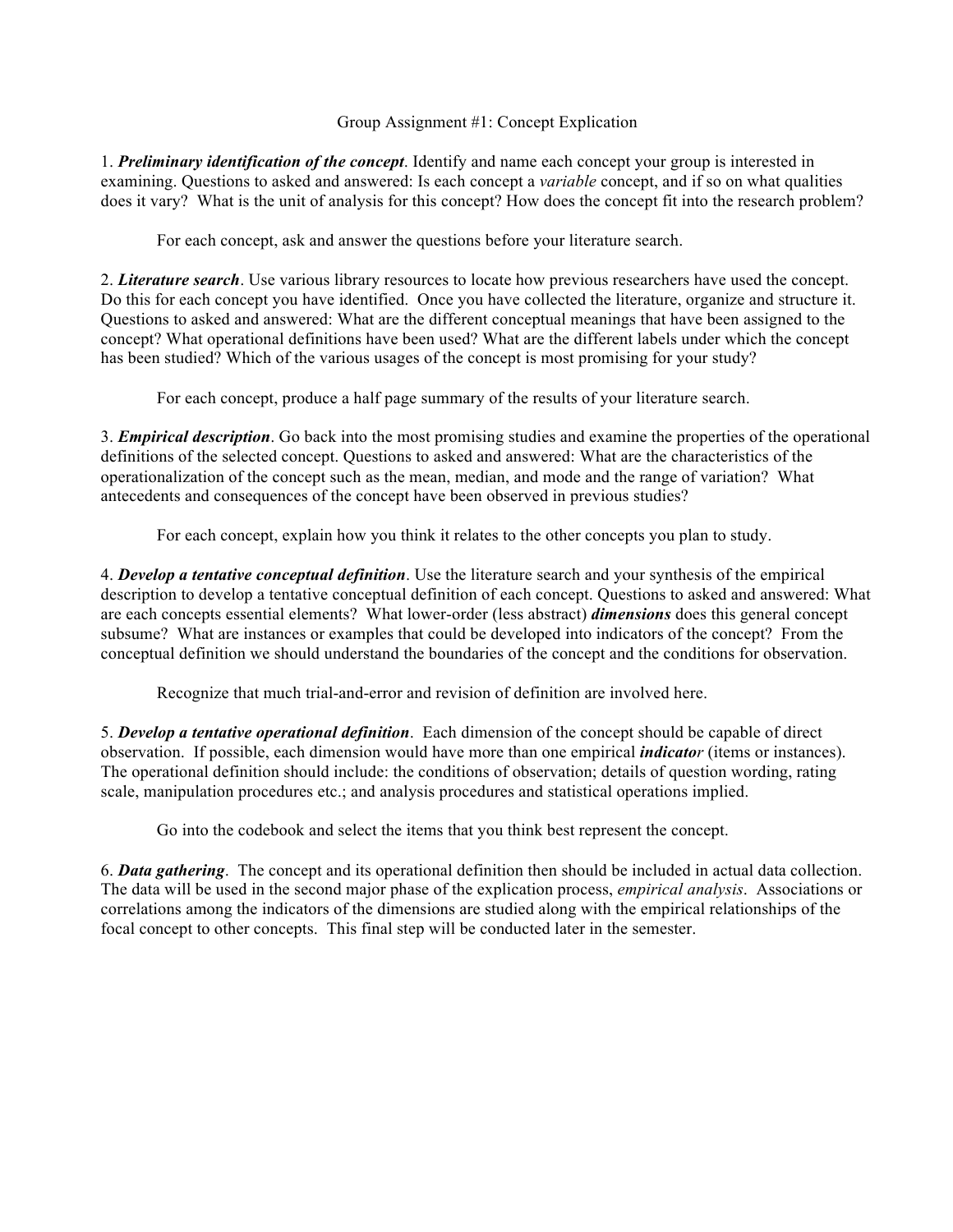# Group Assignment #1: Concept Explication

1. ***Preliminary identification of the concept***. Identify and name each concept your group is interested in examining. Questions to asked and answered: Is each concept a *variable* concept, and if so on what qualities does it vary? What is the unit of analysis for this concept? How does the concept fit into the research problem?

   For each concept, ask and answer the questions before your literature search.

2. ***Literature search***. Use various library resources to locate how previous researchers have used the concept. Do this for each concept you have identified. Once you have collected the literature, organize and structure it. Questions to asked and answered: What are the different conceptual meanings that have been assigned to the concept? What operational definitions have been used? What are the different labels under which the concept has been studied? Which of the various usages of the concept is most promising for your study?

   For each concept, produce a half page summary of the results of your literature search.

3. ***Empirical description***. Go back into the most promising studies and examine the properties of the operational definitions of the selected concept. Questions to asked and answered: What are the characteristics of the operationalization of the concept such as the mean, median, and mode and the range of variation? What antecedents and consequences of the concept have been observed in previous studies?

   For each concept, explain how you think it relates to the other concepts you plan to study.

4. ***Develop a tentative conceptual definition***. Use the literature search and your synthesis of the empirical description to develop a tentative conceptual definition of each concept. Questions to asked and answered: What are each concepts essential elements? What lower-order (less abstract) ***dimensions*** does this general concept subsume? What are instances or examples that could be developed into indicators of the concept? From the conceptual definition we should understand the boundaries of the concept and the conditions for observation.

   Recognize that much trial-and-error and revision of definition are involved here.

5. ***Develop a tentative operational definition***. Each dimension of the concept should be capable of direct observation. If possible, each dimension would have more than one empirical ***indicator*** (items or instances). The operational definition should include: the conditions of observation; details of question wording, rating scale, manipulation procedures etc.; and analysis procedures and statistical operations implied.

   Go into the codebook and select the items that you think best represent the concept.

6. ***Data gathering***. The concept and its operational definition then should be included in actual data collection. The data will be used in the second major phase of the explication process, *empirical analysis*. Associations or correlations among the indicators of the dimensions are studied along with the empirical relationships of the focal concept to other concepts. This final step will be conducted later in the semester.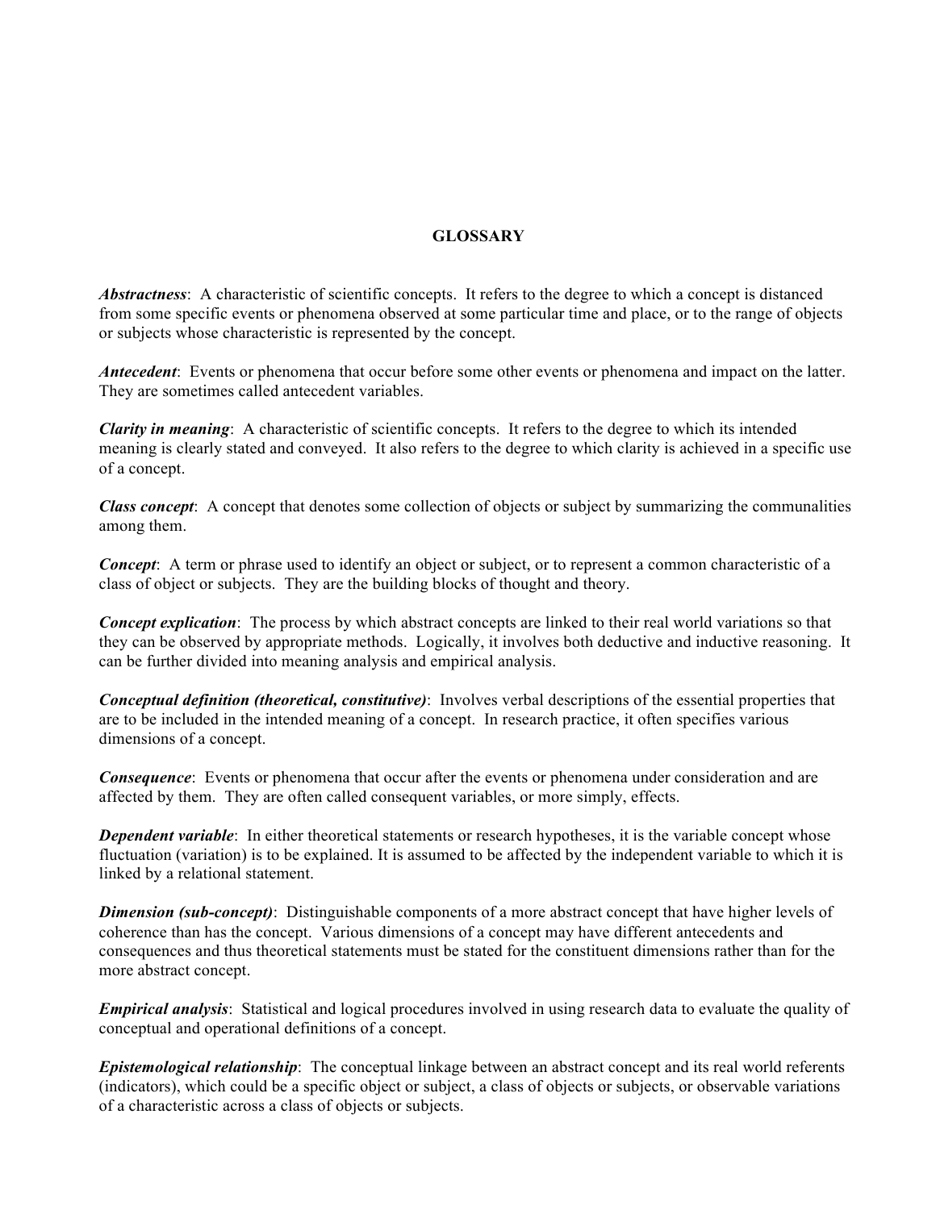# GLOSSARY

***Abstractness***: A characteristic of scientific concepts. It refers to the degree to which a concept is distanced from some specific events or phenomena observed at some particular time and place, or to the range of objects or subjects whose characteristic is represented by the concept.

***Antecedent***: Events or phenomena that occur before some other events or phenomena and impact on the latter. They are sometimes called antecedent variables.

***Clarity in meaning***: A characteristic of scientific concepts. It refers to the degree to which its intended meaning is clearly stated and conveyed. It also refers to the degree to which clarity is achieved in a specific use of a concept.

***Class concept***: A concept that denotes some collection of objects or subject by summarizing the communalities among them.

***Concept***: A term or phrase used to identify an object or subject, or to represent a common characteristic of a class of object or subjects. They are the building blocks of thought and theory.

***Concept explication***: The process by which abstract concepts are linked to their real world variations so that they can be observed by appropriate methods. Logically, it involves both deductive and inductive reasoning. It can be further divided into meaning analysis and empirical analysis.

***Conceptual definition (theoretical, constitutive)***: Involves verbal descriptions of the essential properties that are to be included in the intended meaning of a concept. In research practice, it often specifies various dimensions of a concept.

***Consequence***: Events or phenomena that occur after the events or phenomena under consideration and are affected by them. They are often called consequent variables, or more simply, effects.

***Dependent variable***: In either theoretical statements or research hypotheses, it is the variable concept whose fluctuation (variation) is to be explained. It is assumed to be affected by the independent variable to which it is linked by a relational statement.

***Dimension (sub-concept)***: Distinguishable components of a more abstract concept that have higher levels of coherence than has the concept. Various dimensions of a concept may have different antecedents and consequences and thus theoretical statements must be stated for the constituent dimensions rather than for the more abstract concept.

***Empirical analysis***: Statistical and logical procedures involved in using research data to evaluate the quality of conceptual and operational definitions of a concept.

***Epistemological relationship***: The conceptual linkage between an abstract concept and its real world referents (indicators), which could be a specific object or subject, a class of objects or subjects, or observable variations of a characteristic across a class of objects or subjects.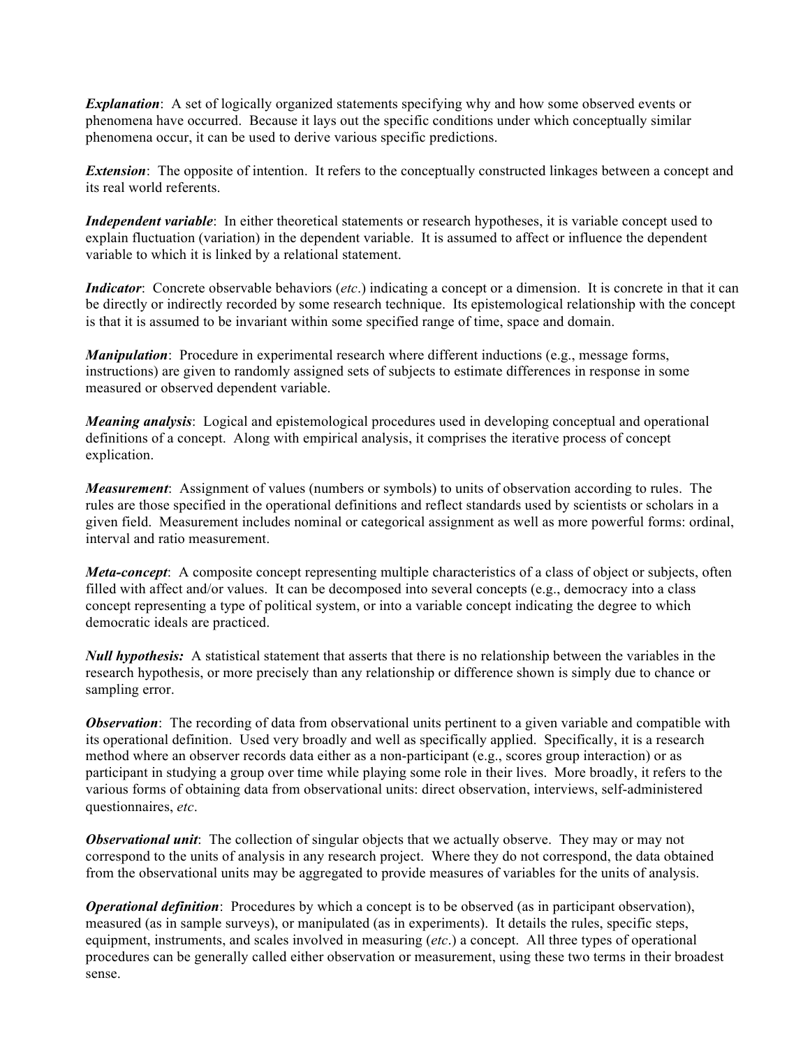***Explanation***: A set of logically organized statements specifying why and how some observed events or phenomena have occurred. Because it lays out the specific conditions under which conceptually similar phenomena occur, it can be used to derive various specific predictions.

***Extension***: The opposite of intention. It refers to the conceptually constructed linkages between a concept and its real world referents.

***Independent variable***: In either theoretical statements or research hypotheses, it is variable concept used to explain fluctuation (variation) in the dependent variable. It is assumed to affect or influence the dependent variable to which it is linked by a relational statement.

***Indicator***: Concrete observable behaviors (*etc*.) indicating a concept or a dimension. It is concrete in that it can be directly or indirectly recorded by some research technique. Its epistemological relationship with the concept is that it is assumed to be invariant within some specified range of time, space and domain.

***Manipulation***: Procedure in experimental research where different inductions (e.g., message forms, instructions) are given to randomly assigned sets of subjects to estimate differences in response in some measured or observed dependent variable.

***Meaning analysis***: Logical and epistemological procedures used in developing conceptual and operational definitions of a concept. Along with empirical analysis, it comprises the iterative process of concept explication.

***Measurement***: Assignment of values (numbers or symbols) to units of observation according to rules. The rules are those specified in the operational definitions and reflect standards used by scientists or scholars in a given field. Measurement includes nominal or categorical assignment as well as more powerful forms: ordinal, interval and ratio measurement.

***Meta-concept***: A composite concept representing multiple characteristics of a class of object or subjects, often filled with affect and/or values. It can be decomposed into several concepts (e.g., democracy into a class concept representing a type of political system, or into a variable concept indicating the degree to which democratic ideals are practiced.

***Null hypothesis:*** A statistical statement that asserts that there is no relationship between the variables in the research hypothesis, or more precisely than any relationship or difference shown is simply due to chance or sampling error.

***Observation***: The recording of data from observational units pertinent to a given variable and compatible with its operational definition. Used very broadly and well as specifically applied. Specifically, it is a research method where an observer records data either as a non-participant (e.g., scores group interaction) or as participant in studying a group over time while playing some role in their lives. More broadly, it refers to the various forms of obtaining data from observational units: direct observation, interviews, self-administered questionnaires, *etc*.

***Observational unit***: The collection of singular objects that we actually observe. They may or may not correspond to the units of analysis in any research project. Where they do not correspond, the data obtained from the observational units may be aggregated to provide measures of variables for the units of analysis.

***Operational definition***: Procedures by which a concept is to be observed (as in participant observation), measured (as in sample surveys), or manipulated (as in experiments). It details the rules, specific steps, equipment, instruments, and scales involved in measuring (*etc*.) a concept. All three types of operational procedures can be generally called either observation or measurement, using these two terms in their broadest sense.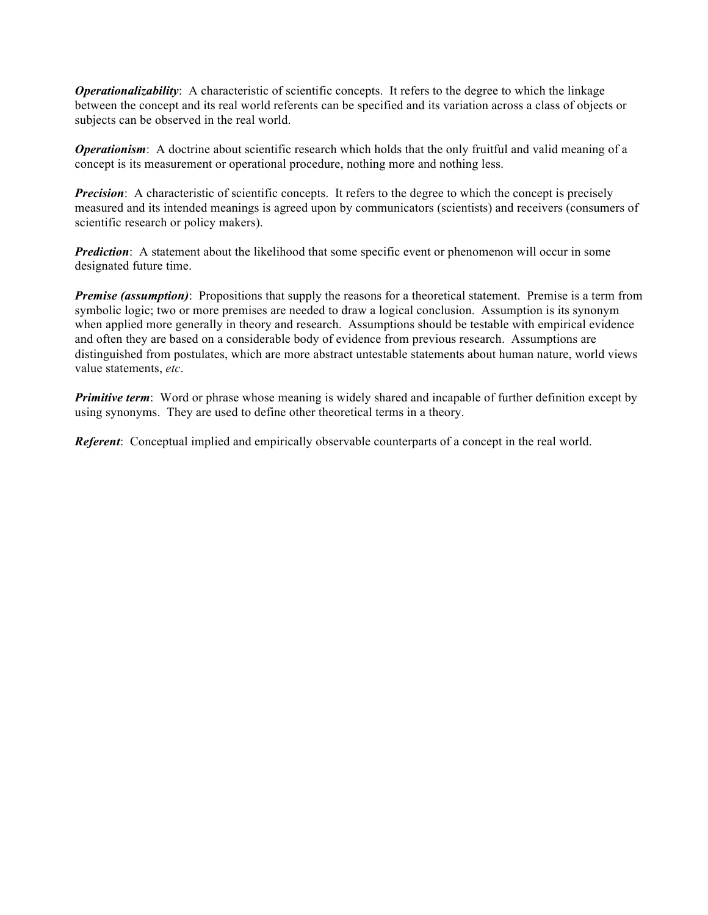***Operationalizability***: A characteristic of scientific concepts. It refers to the degree to which the linkage between the concept and its real world referents can be specified and its variation across a class of objects or subjects can be observed in the real world.

***Operationism***: A doctrine about scientific research which holds that the only fruitful and valid meaning of a concept is its measurement or operational procedure, nothing more and nothing less.

***Precision***: A characteristic of scientific concepts. It refers to the degree to which the concept is precisely measured and its intended meanings is agreed upon by communicators (scientists) and receivers (consumers of scientific research or policy makers).

***Prediction***: A statement about the likelihood that some specific event or phenomenon will occur in some designated future time.

***Premise (assumption)***: Propositions that supply the reasons for a theoretical statement. Premise is a term from symbolic logic; two or more premises are needed to draw a logical conclusion. Assumption is its synonym when applied more generally in theory and research. Assumptions should be testable with empirical evidence and often they are based on a considerable body of evidence from previous research. Assumptions are distinguished from postulates, which are more abstract untestable statements about human nature, world views value statements, *etc*.

***Primitive term***: Word or phrase whose meaning is widely shared and incapable of further definition except by using synonyms. They are used to define other theoretical terms in a theory.

***Referent***: Conceptual implied and empirically observable counterparts of a concept in the real world.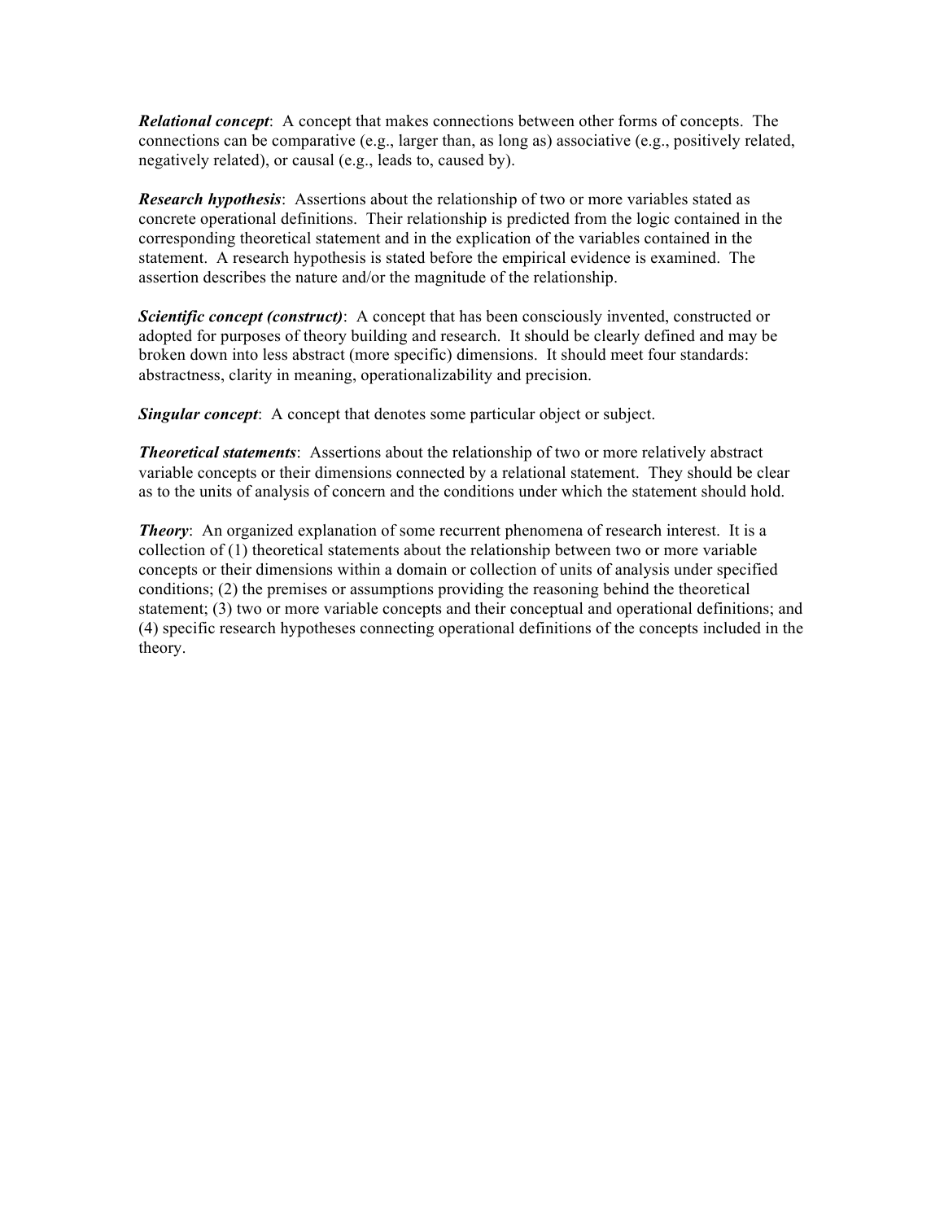***Relational concept***: A concept that makes connections between other forms of concepts. The connections can be comparative (e.g., larger than, as long as) associative (e.g., positively related, negatively related), or causal (e.g., leads to, caused by).

***Research hypothesis***: Assertions about the relationship of two or more variables stated as concrete operational definitions. Their relationship is predicted from the logic contained in the corresponding theoretical statement and in the explication of the variables contained in the statement. A research hypothesis is stated before the empirical evidence is examined. The assertion describes the nature and/or the magnitude of the relationship.

***Scientific concept (construct)***: A concept that has been consciously invented, constructed or adopted for purposes of theory building and research. It should be clearly defined and may be broken down into less abstract (more specific) dimensions. It should meet four standards: abstractness, clarity in meaning, operationalizability and precision.

***Singular concept***: A concept that denotes some particular object or subject.

***Theoretical statements***: Assertions about the relationship of two or more relatively abstract variable concepts or their dimensions connected by a relational statement. They should be clear as to the units of analysis of concern and the conditions under which the statement should hold.

***Theory***: An organized explanation of some recurrent phenomena of research interest. It is a collection of (1) theoretical statements about the relationship between two or more variable concepts or their dimensions within a domain or collection of units of analysis under specified conditions; (2) the premises or assumptions providing the reasoning behind the theoretical statement; (3) two or more variable concepts and their conceptual and operational definitions; and (4) specific research hypotheses connecting operational definitions of the concepts included in the theory.